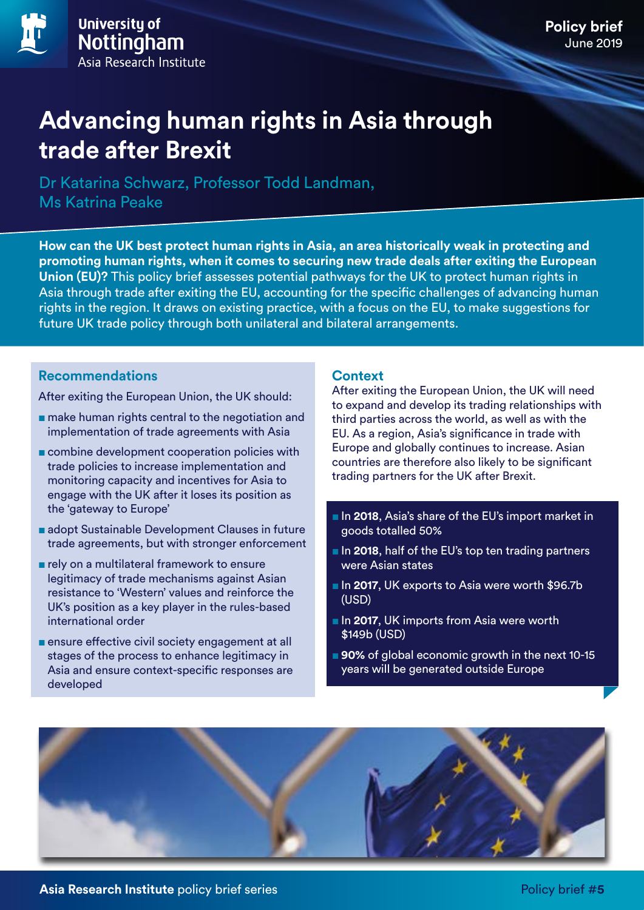University of Nottingham
Asia Research Institute

**Policy brief**
June 2019

# Advancing human rights in Asia through trade after Brexit

Dr Katarina Schwarz, Professor Todd Landman, Ms Katrina Peake

**How can the UK best protect human rights in Asia, an area historically weak in protecting and promoting human rights, when it comes to securing new trade deals after exiting the European Union (EU)?** This policy brief assesses potential pathways for the UK to protect human rights in Asia through trade after exiting the EU, accounting for the specific challenges of advancing human rights in the region. It draws on existing practice, with a focus on the EU, to make suggestions for future UK trade policy through both unilateral and bilateral arrangements.

## Recommendations

After exiting the European Union, the UK should:

- make human rights central to the negotiation and implementation of trade agreements with Asia
- combine development cooperation policies with trade policies to increase implementation and monitoring capacity and incentives for Asia to engage with the UK after it loses its position as the 'gateway to Europe'
- adopt Sustainable Development Clauses in future trade agreements, but with stronger enforcement
- rely on a multilateral framework to ensure legitimacy of trade mechanisms against Asian resistance to 'Western' values and reinforce the UK's position as a key player in the rules-based international order
- ensure effective civil society engagement at all stages of the process to enhance legitimacy in Asia and ensure context-specific responses are developed

## Context

After exiting the European Union, the UK will need to expand and develop its trading relationships with third parties across the world, as well as with the EU. As a region, Asia's significance in trade with Europe and globally continues to increase. Asian countries are therefore also likely to be significant trading partners for the UK after Brexit.

- In **2018**, Asia's share of the EU's import market in goods totalled 50%
- In **2018**, half of the EU's top ten trading partners were Asian states
- In **2017**, UK exports to Asia were worth $96.7b (USD)
- In **2017**, UK imports from Asia were worth $149b (USD)
- **90%** of global economic growth in the next 10-15 years will be generated outside Europe

**Asia Research Institute** policy brief series

Policy brief #**5**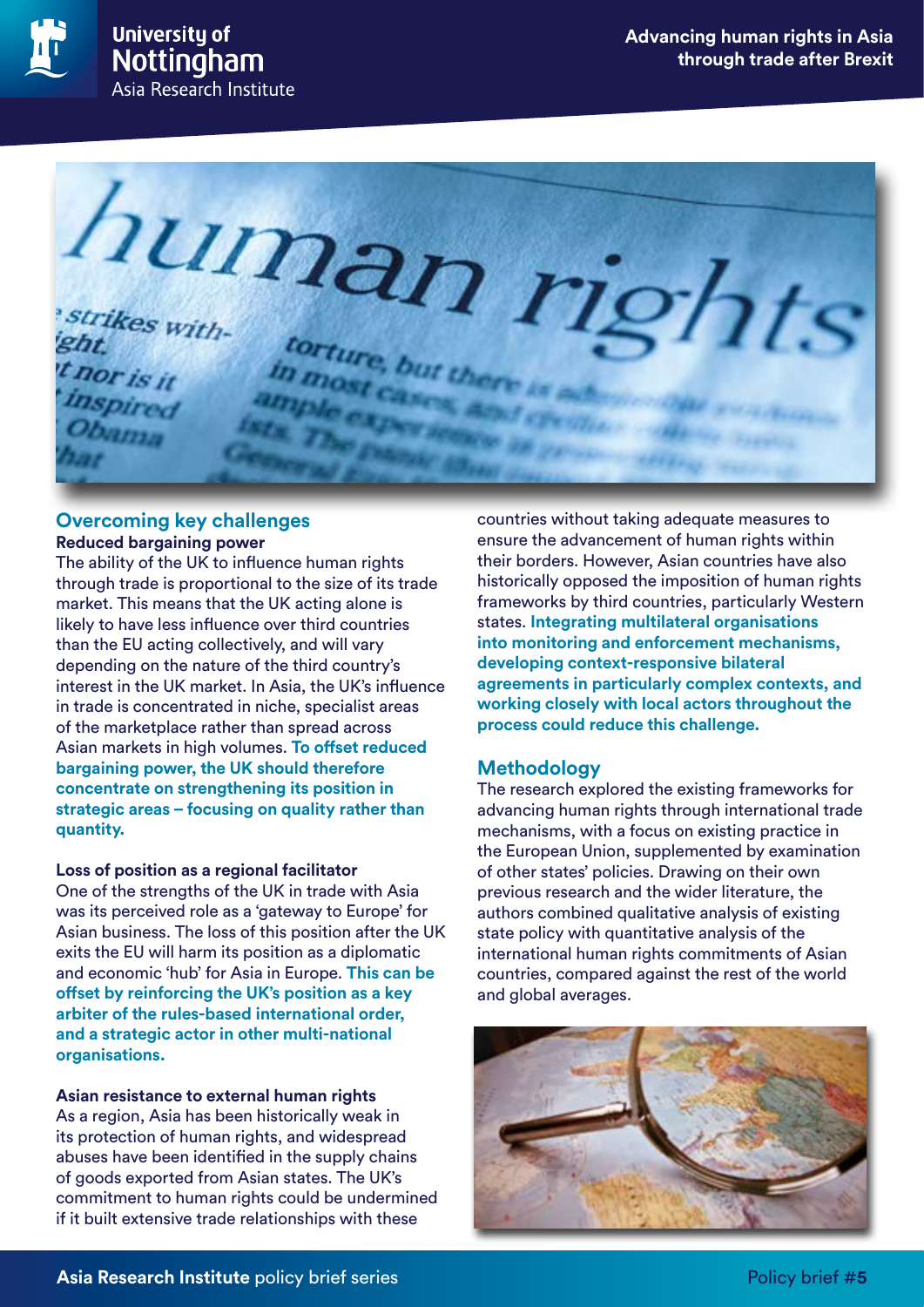## Overcoming key challenges

### Reduced bargaining power

The ability of the UK to influence human rights through trade is proportional to the size of its trade market. This means that the UK acting alone is likely to have less influence over third countries than the EU acting collectively, and will vary depending on the nature of the third country's interest in the UK market. In Asia, the UK's influence in trade is concentrated in niche, specialist areas of the marketplace rather than spread across Asian markets in high volumes. **To offset reduced bargaining power, the UK should therefore concentrate on strengthening its position in strategic areas – focusing on quality rather than quantity.**

### Loss of position as a regional facilitator

One of the strengths of the UK in trade with Asia was its perceived role as a 'gateway to Europe' for Asian business. The loss of this position after the UK exits the EU will harm its position as a diplomatic and economic 'hub' for Asia in Europe. **This can be offset by reinforcing the UK's position as a key arbiter of the rules-based international order, and a strategic actor in other multi-national organisations.**

### Asian resistance to external human rights

As a region, Asia has been historically weak in its protection of human rights, and widespread abuses have been identified in the supply chains of goods exported from Asian states. The UK's commitment to human rights could be undermined if it built extensive trade relationships with these countries without taking adequate measures to ensure the advancement of human rights within their borders. However, Asian countries have also historically opposed the imposition of human rights frameworks by third countries, particularly Western states. **Integrating multilateral organisations into monitoring and enforcement mechanisms, developing context-responsive bilateral agreements in particularly complex contexts, and working closely with local actors throughout the process could reduce this challenge.**

## Methodology

The research explored the existing frameworks for advancing human rights through international trade mechanisms, with a focus on existing practice in the European Union, supplemented by examination of other states' policies. Drawing on their own previous research and the wider literature, the authors combined qualitative analysis of existing state policy with quantitative analysis of the international human rights commitments of Asian countries, compared against the rest of the world and global averages.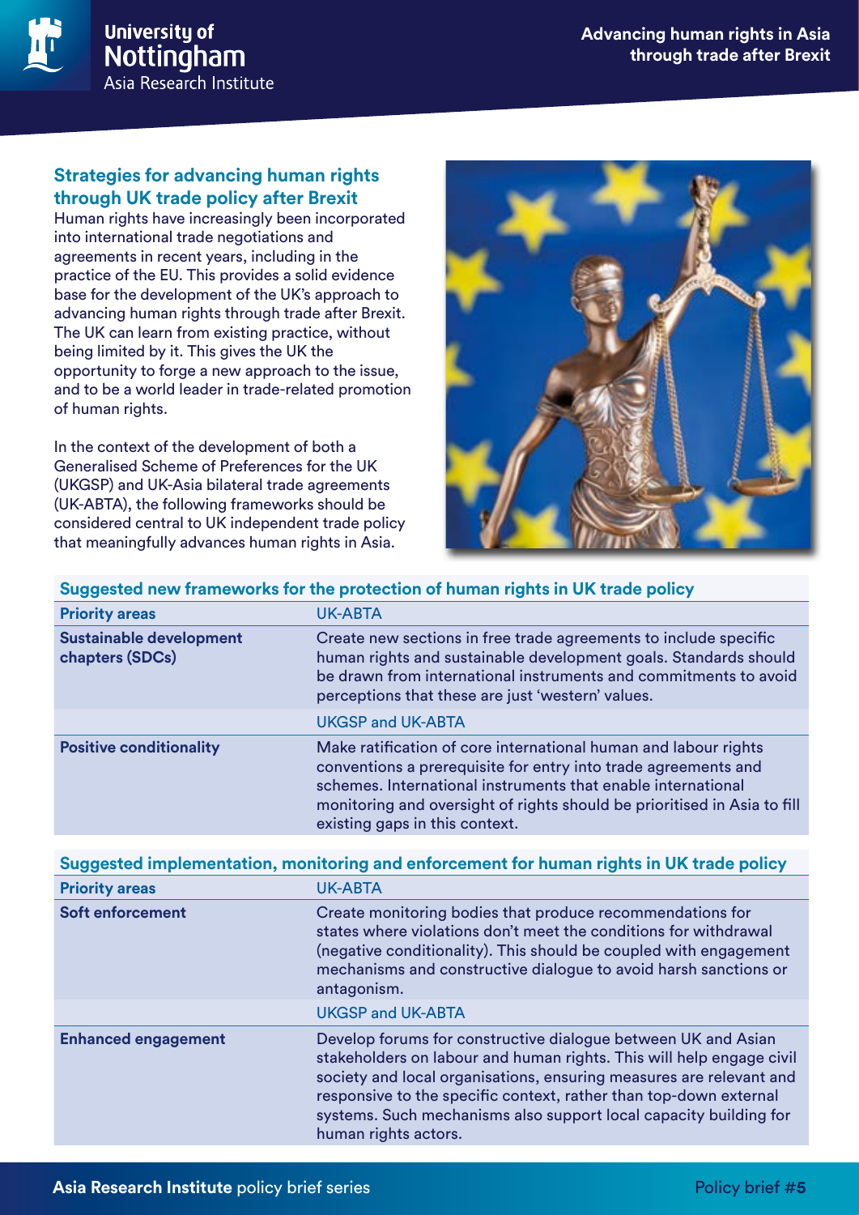## Strategies for advancing human rights through UK trade policy after Brexit

Human rights have increasingly been incorporated into international trade negotiations and agreements in recent years, including in the practice of the EU. This provides a solid evidence base for the development of the UK's approach to advancing human rights through trade after Brexit. The UK can learn from existing practice, without being limited by it. This gives the UK the opportunity to forge a new approach to the issue, and to be a world leader in trade-related promotion of human rights.

In the context of the development of both a Generalised Scheme of Preferences for the UK (UKGSP) and UK-Asia bilateral trade agreements (UK-ABTA), the following frameworks should be considered central to UK independent trade policy that meaningfully advances human rights in Asia.

**Suggested new frameworks for the protection of human rights in UK trade policy**

| Priority areas | UK-ABTA |
|---|---|
| **Sustainable development chapters (SDCs)** | Create new sections in free trade agreements to include specific human rights and sustainable development goals. Standards should be drawn from international instruments and commitments to avoid perceptions that these are just 'western' values. |
| | UKGSP and UK-ABTA |
| **Positive conditionality** | Make ratification of core international human and labour rights conventions a prerequisite for entry into trade agreements and schemes. International instruments that enable international monitoring and oversight of rights should be prioritised in Asia to fill existing gaps in this context. |

**Suggested implementation, monitoring and enforcement for human rights in UK trade policy**

| Priority areas | UK-ABTA |
|---|---|
| **Soft enforcement** | Create monitoring bodies that produce recommendations for states where violations don't meet the conditions for withdrawal (negative conditionality). This should be coupled with engagement mechanisms and constructive dialogue to avoid harsh sanctions or antagonism. |
| | UKGSP and UK-ABTA |
| **Enhanced engagement** | Develop forums for constructive dialogue between UK and Asian stakeholders on labour and human rights. This will help engage civil society and local organisations, ensuring measures are relevant and responsive to the specific context, rather than top-down external systems. Such mechanisms also support local capacity building for human rights actors. |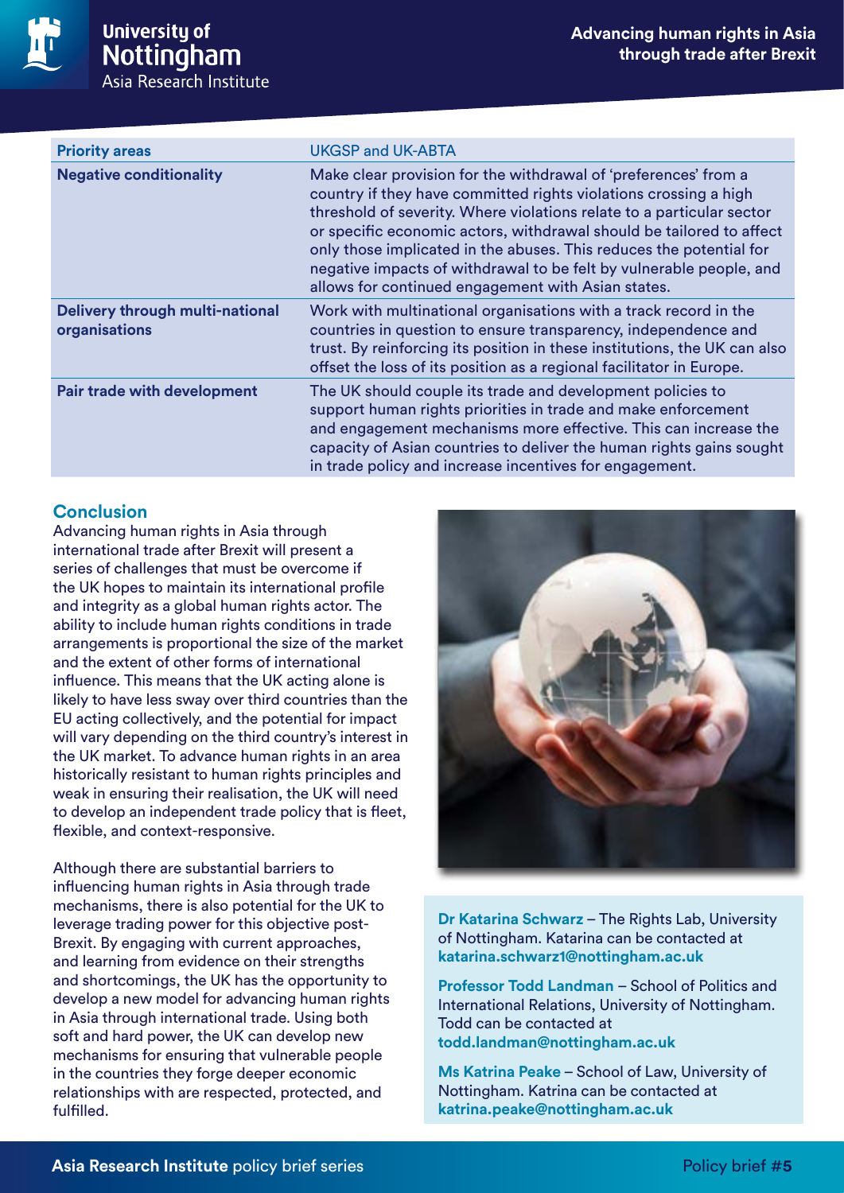| Priority areas | UKGSP and UK-ABTA |
| --- | --- |
| **Negative conditionality** | Make clear provision for the withdrawal of 'preferences' from a country if they have committed rights violations crossing a high threshold of severity. Where violations relate to a particular sector or specific economic actors, withdrawal should be tailored to affect only those implicated in the abuses. This reduces the potential for negative impacts of withdrawal to be felt by vulnerable people, and allows for continued engagement with Asian states. |
| **Delivery through multi-national organisations** | Work with multinational organisations with a track record in the countries in question to ensure transparency, independence and trust. By reinforcing its position in these institutions, the UK can also offset the loss of its position as a regional facilitator in Europe. |
| **Pair trade with development** | The UK should couple its trade and development policies to support human rights priorities in trade and make enforcement and engagement mechanisms more effective. This can increase the capacity of Asian countries to deliver the human rights gains sought in trade policy and increase incentives for engagement. |

## Conclusion

Advancing human rights in Asia through international trade after Brexit will present a series of challenges that must be overcome if the UK hopes to maintain its international profile and integrity as a global human rights actor. The ability to include human rights conditions in trade arrangements is proportional the size of the market and the extent of other forms of international influence. This means that the UK acting alone is likely to have less sway over third countries than the EU acting collectively, and the potential for impact will vary depending on the third country's interest in the UK market. To advance human rights in an area historically resistant to human rights principles and weak in ensuring their realisation, the UK will need to develop an independent trade policy that is fleet, flexible, and context-responsive.

Although there are substantial barriers to influencing human rights in Asia through trade mechanisms, there is also potential for the UK to leverage trading power for this objective post-Brexit. By engaging with current approaches, and learning from evidence on their strengths and shortcomings, the UK has the opportunity to develop a new model for advancing human rights in Asia through international trade. Using both soft and hard power, the UK can develop new mechanisms for ensuring that vulnerable people in the countries they forge deeper economic relationships with are respected, protected, and fulfilled.

**Dr Katarina Schwarz** – The Rights Lab, University of Nottingham. Katarina can be contacted at **katarina.schwarz1@nottingham.ac.uk**

**Professor Todd Landman** – School of Politics and International Relations, University of Nottingham. Todd can be contacted at **todd.landman@nottingham.ac.uk**

**Ms Katrina Peake** – School of Law, University of Nottingham. Katrina can be contacted at **katrina.peake@nottingham.ac.uk**